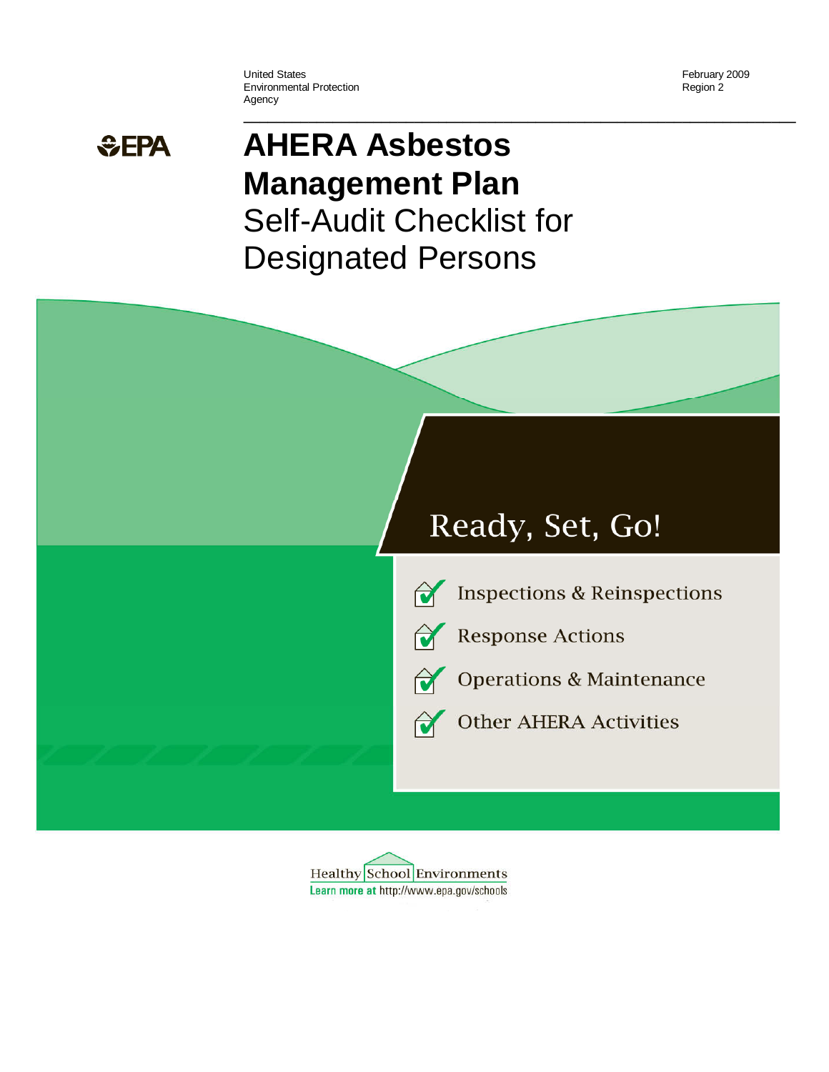United States
Environmental Protection
Agency

February 2009
Region 2

EPA

# AHERA Asbestos Management Plan

## Self-Audit Checklist for Designated Persons

Ready, Set, Go!

- Inspections & Reinspections
- Response Actions
- Operations & Maintenance
- Other AHERA Activities

Healthy School Environments
Learn more at http://www.epa.gov/schools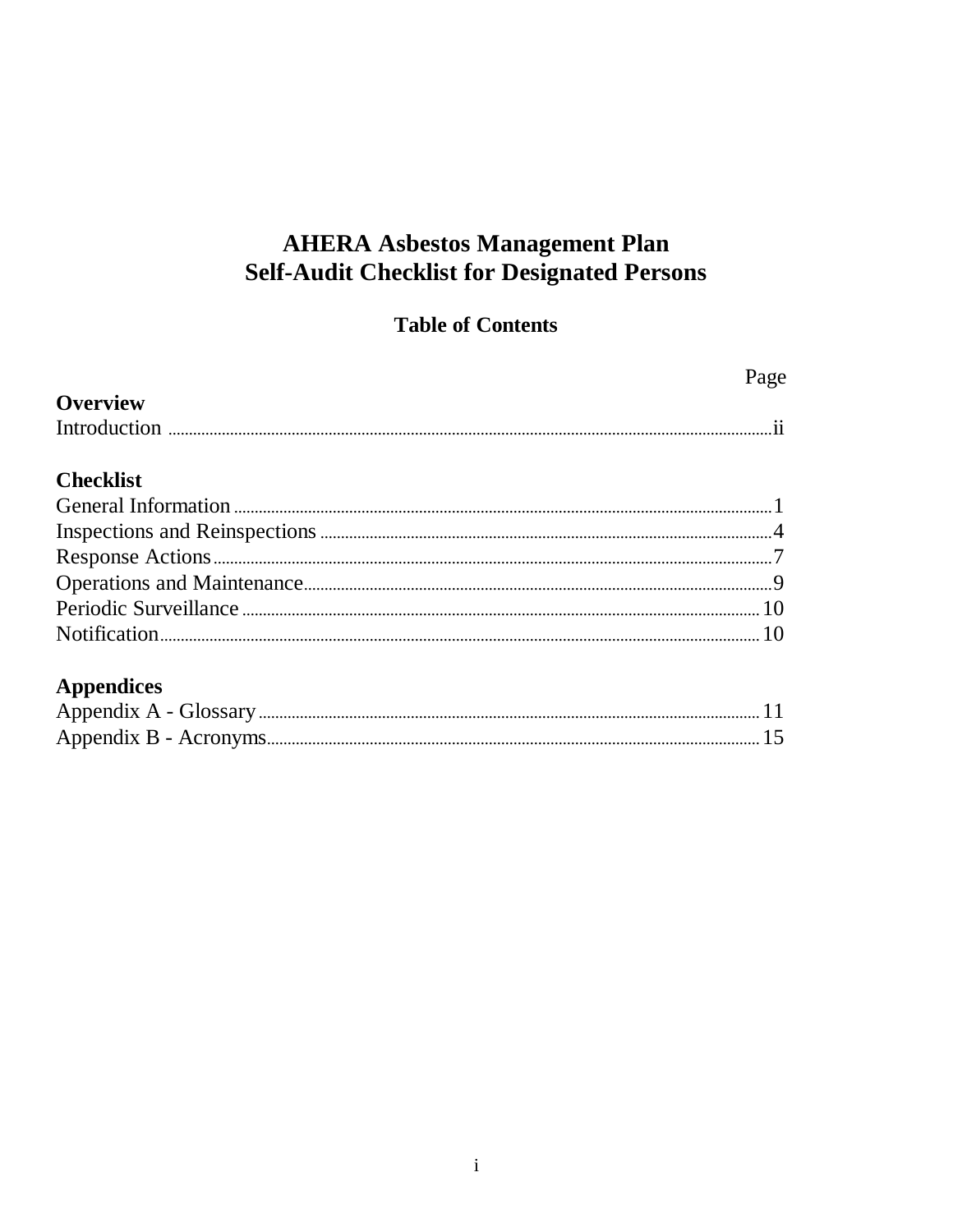# AHERA Asbestos Management Plan
# Self-Audit Checklist for Designated Persons

## Table of Contents

| | Page |
|---|---|
| **Overview** | |
| Introduction | ii |
| **Checklist** | |
| General Information | 1 |
| Inspections and Reinspections | 4 |
| Response Actions | 7 |
| Operations and Maintenance | 9 |
| Periodic Surveillance | 10 |
| Notification | 10 |
| **Appendices** | |
| Appendix A - Glossary | 11 |
| Appendix B - Acronyms | 15 |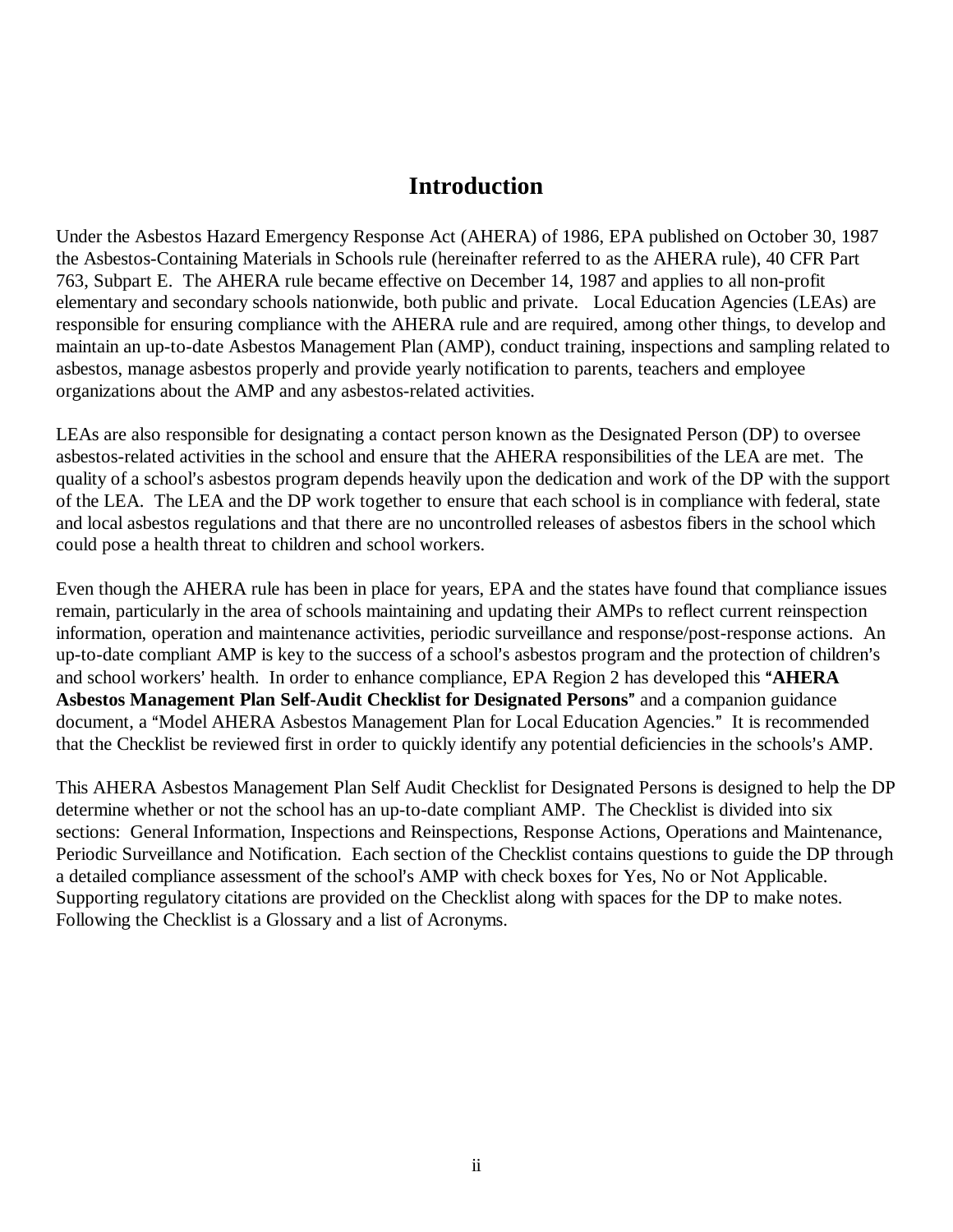# Introduction

Under the Asbestos Hazard Emergency Response Act (AHERA) of 1986, EPA published on October 30, 1987 the Asbestos-Containing Materials in Schools rule (hereinafter referred to as the AHERA rule), 40 CFR Part 763, Subpart E. The AHERA rule became effective on December 14, 1987 and applies to all non-profit elementary and secondary schools nationwide, both public and private. Local Education Agencies (LEAs) are responsible for ensuring compliance with the AHERA rule and are required, among other things, to develop and maintain an up-to-date Asbestos Management Plan (AMP), conduct training, inspections and sampling related to asbestos, manage asbestos properly and provide yearly notification to parents, teachers and employee organizations about the AMP and any asbestos-related activities.

LEAs are also responsible for designating a contact person known as the Designated Person (DP) to oversee asbestos-related activities in the school and ensure that the AHERA responsibilities of the LEA are met. The quality of a school's asbestos program depends heavily upon the dedication and work of the DP with the support of the LEA. The LEA and the DP work together to ensure that each school is in compliance with federal, state and local asbestos regulations and that there are no uncontrolled releases of asbestos fibers in the school which could pose a health threat to children and school workers.

Even though the AHERA rule has been in place for years, EPA and the states have found that compliance issues remain, particularly in the area of schools maintaining and updating their AMPs to reflect current reinspection information, operation and maintenance activities, periodic surveillance and response/post-response actions. An up-to-date compliant AMP is key to the success of a school's asbestos program and the protection of children's and school workers' health. In order to enhance compliance, EPA Region 2 has developed this "**AHERA Asbestos Management Plan Self-Audit Checklist for Designated Persons**" and a companion guidance document, a "Model AHERA Asbestos Management Plan for Local Education Agencies." It is recommended that the Checklist be reviewed first in order to quickly identify any potential deficiencies in the schools's AMP.

This AHERA Asbestos Management Plan Self Audit Checklist for Designated Persons is designed to help the DP determine whether or not the school has an up-to-date compliant AMP. The Checklist is divided into six sections: General Information, Inspections and Reinspections, Response Actions, Operations and Maintenance, Periodic Surveillance and Notification. Each section of the Checklist contains questions to guide the DP through a detailed compliance assessment of the school's AMP with check boxes for Yes, No or Not Applicable. Supporting regulatory citations are provided on the Checklist along with spaces for the DP to make notes. Following the Checklist is a Glossary and a list of Acronyms.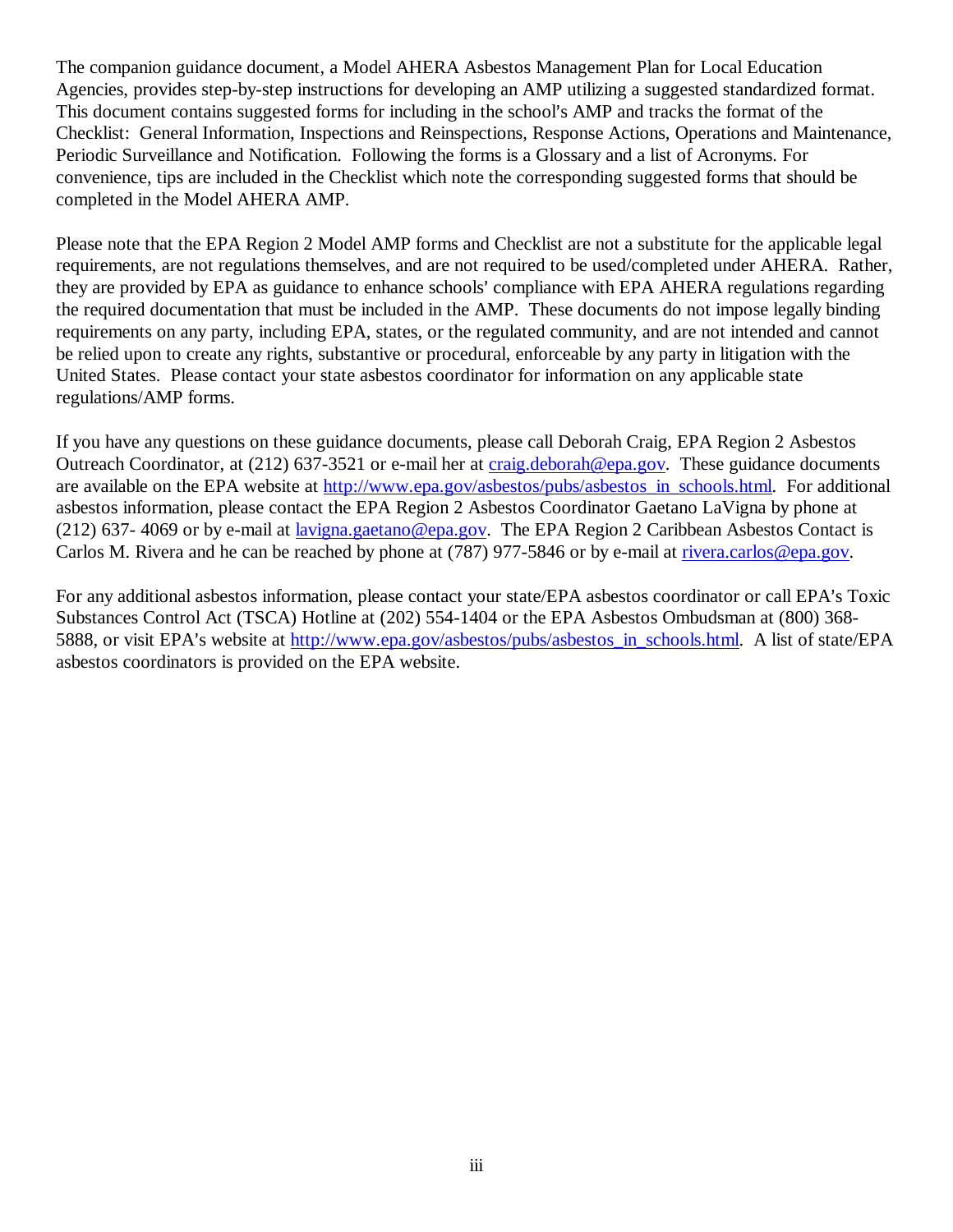The companion guidance document, a Model AHERA Asbestos Management Plan for Local Education Agencies, provides step-by-step instructions for developing an AMP utilizing a suggested standardized format. This document contains suggested forms for including in the school's AMP and tracks the format of the Checklist: General Information, Inspections and Reinspections, Response Actions, Operations and Maintenance, Periodic Surveillance and Notification. Following the forms is a Glossary and a list of Acronyms. For convenience, tips are included in the Checklist which note the corresponding suggested forms that should be completed in the Model AHERA AMP.

Please note that the EPA Region 2 Model AMP forms and Checklist are not a substitute for the applicable legal requirements, are not regulations themselves, and are not required to be used/completed under AHERA. Rather, they are provided by EPA as guidance to enhance schools' compliance with EPA AHERA regulations regarding the required documentation that must be included in the AMP. These documents do not impose legally binding requirements on any party, including EPA, states, or the regulated community, and are not intended and cannot be relied upon to create any rights, substantive or procedural, enforceable by any party in litigation with the United States. Please contact your state asbestos coordinator for information on any applicable state regulations/AMP forms.

If you have any questions on these guidance documents, please call Deborah Craig, EPA Region 2 Asbestos Outreach Coordinator, at (212) 637-3521 or e-mail her at craig.deborah@epa.gov. These guidance documents are available on the EPA website at http://www.epa.gov/asbestos/pubs/asbestos_in_schools.html. For additional asbestos information, please contact the EPA Region 2 Asbestos Coordinator Gaetano LaVigna by phone at (212) 637- 4069 or by e-mail at lavigna.gaetano@epa.gov. The EPA Region 2 Caribbean Asbestos Contact is Carlos M. Rivera and he can be reached by phone at (787) 977-5846 or by e-mail at rivera.carlos@epa.gov.

For any additional asbestos information, please contact your state/EPA asbestos coordinator or call EPA's Toxic Substances Control Act (TSCA) Hotline at (202) 554-1404 or the EPA Asbestos Ombudsman at (800) 368-5888, or visit EPA's website at http://www.epa.gov/asbestos/pubs/asbestos_in_schools.html. A list of state/EPA asbestos coordinators is provided on the EPA website.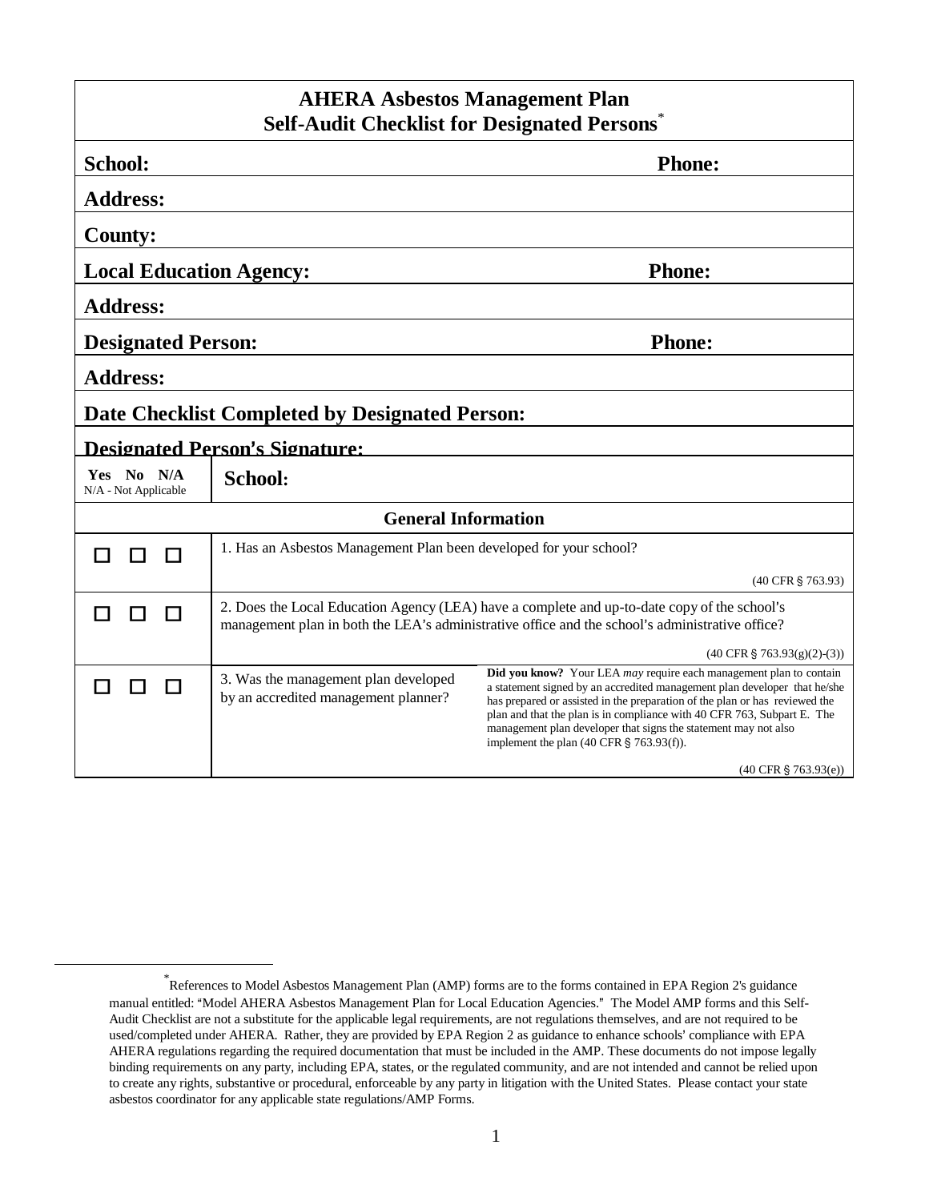# AHERA Asbestos Management Plan
## Self-Audit Checklist for Designated Persons[*]

**School:** **Phone:**

**Address:**

**County:**

**Local Education Agency:** **Phone:**

**Address:**

**Designated Person:** **Phone:**

**Address:**

**Date Checklist Completed by Designated Person:**

**Designated Person's Signature:**

| Yes No N/A<br>N/A - Not Applicable | **School:** | |
|---|---|---|
| | **General Information** | |
| ☐ ☐ ☐ | 1. Has an Asbestos Management Plan been developed for your school?<br><br>(40 CFR § 763.93) | |
| ☐ ☐ ☐ | 2. Does the Local Education Agency (LEA) have a complete and up-to-date copy of the school's management plan in both the LEA's administrative office and the school's administrative office?<br><br>(40 CFR § 763.93(g)(2)-(3)) | |
| ☐ ☐ ☐ | 3. Was the management plan developed by an accredited management planner? | **Did you know?** Your LEA *may* require each management plan to contain a statement signed by an accredited management plan developer that he/she has prepared or assisted in the preparation of the plan or has reviewed the plan and that the plan is in compliance with 40 CFR 763, Subpart E. The management plan developer that signs the statement may not also implement the plan (40 CFR § 763.93(f)).<br><br>(40 CFR § 763.93(e)) |

[*] References to Model Asbestos Management Plan (AMP) forms are to the forms contained in EPA Region 2's guidance manual entitled: "Model AHERA Asbestos Management Plan for Local Education Agencies." The Model AMP forms and this Self-Audit Checklist are not a substitute for the applicable legal requirements, are not regulations themselves, and are not required to be used/completed under AHERA. Rather, they are provided by EPA Region 2 as guidance to enhance schools' compliance with EPA AHERA regulations regarding the required documentation that must be included in the AMP. These documents do not impose legally binding requirements on any party, including EPA, states, or the regulated community, and are not intended and cannot be relied upon to create any rights, substantive or procedural, enforceable by any party in litigation with the United States. Please contact your state asbestos coordinator for any applicable state regulations/AMP Forms.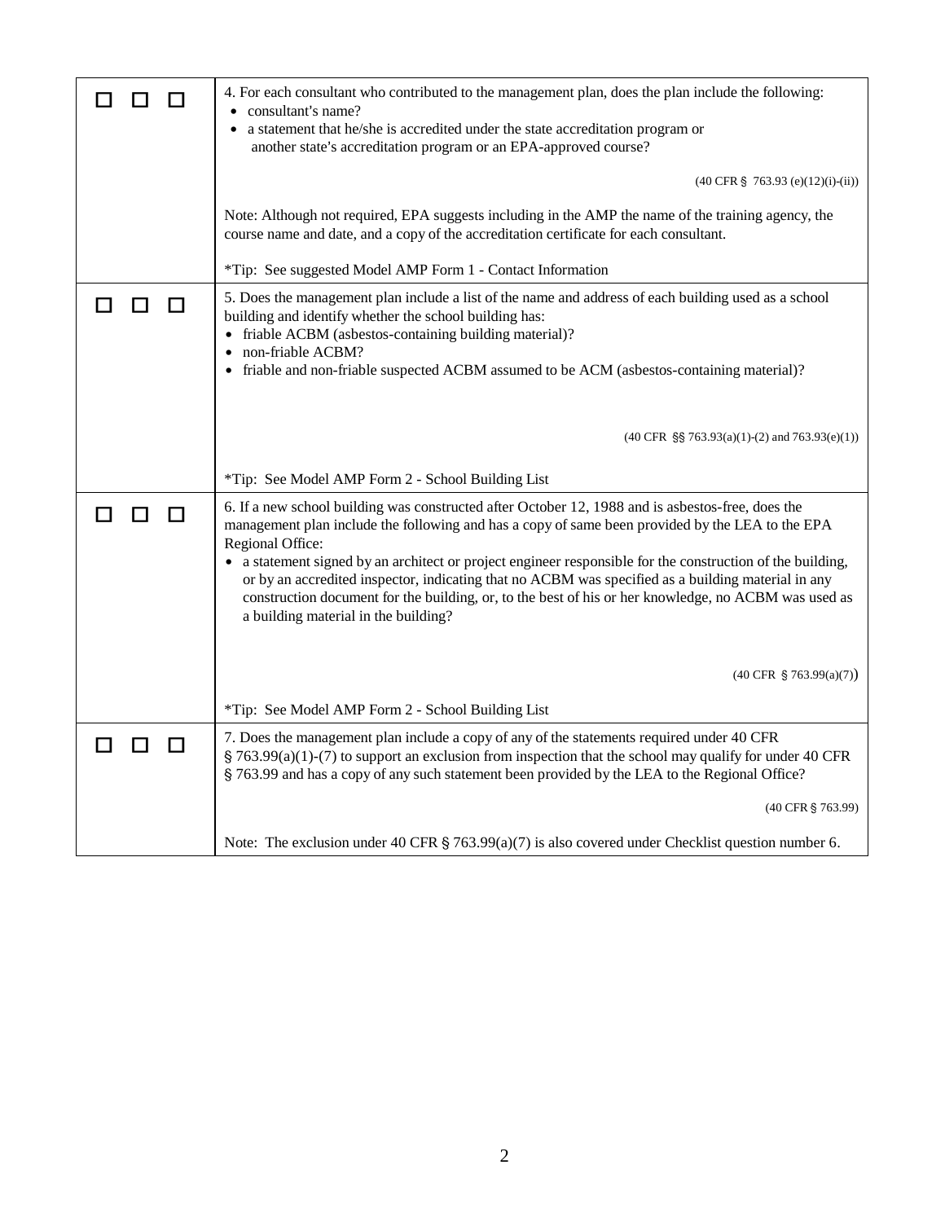| | |
|---|---|
| ☐ ☐ ☐ | 4. For each consultant who contributed to the management plan, does the plan include the following:<br>• consultant's name?<br>• a statement that he/she is accredited under the state accreditation program or another state's accreditation program or an EPA-approved course?<br><br>(40 CFR § 763.93 (e)(12)(i)-(ii))<br><br>Note: Although not required, EPA suggests including in the AMP the name of the training agency, the course name and date, and a copy of the accreditation certificate for each consultant.<br><br>*Tip: See suggested Model AMP Form 1 - Contact Information |
| ☐ ☐ ☐ | 5. Does the management plan include a list of the name and address of each building used as a school building and identify whether the school building has:<br>• friable ACBM (asbestos-containing building material)?<br>• non-friable ACBM?<br>• friable and non-friable suspected ACBM assumed to be ACM (asbestos-containing material)?<br><br>(40 CFR §§ 763.93(a)(1)-(2) and 763.93(e)(1))<br><br>*Tip: See Model AMP Form 2 - School Building List |
| ☐ ☐ ☐ | 6. If a new school building was constructed after October 12, 1988 and is asbestos-free, does the management plan include the following and has a copy of same been provided by the LEA to the EPA Regional Office:<br>• a statement signed by an architect or project engineer responsible for the construction of the building, or by an accredited inspector, indicating that no ACBM was specified as a building material in any construction document for the building, or, to the best of his or her knowledge, no ACBM was used as a building material in the building?<br><br>(40 CFR § 763.99(a)(7))<br><br>*Tip: See Model AMP Form 2 - School Building List |
| ☐ ☐ ☐ | 7. Does the management plan include a copy of any of the statements required under 40 CFR § 763.99(a)(1)-(7) to support an exclusion from inspection that the school may qualify for under 40 CFR § 763.99 and has a copy of any such statement been provided by the LEA to the Regional Office?<br><br>(40 CFR § 763.99)<br><br>Note: The exclusion under 40 CFR § 763.99(a)(7) is also covered under Checklist question number 6. |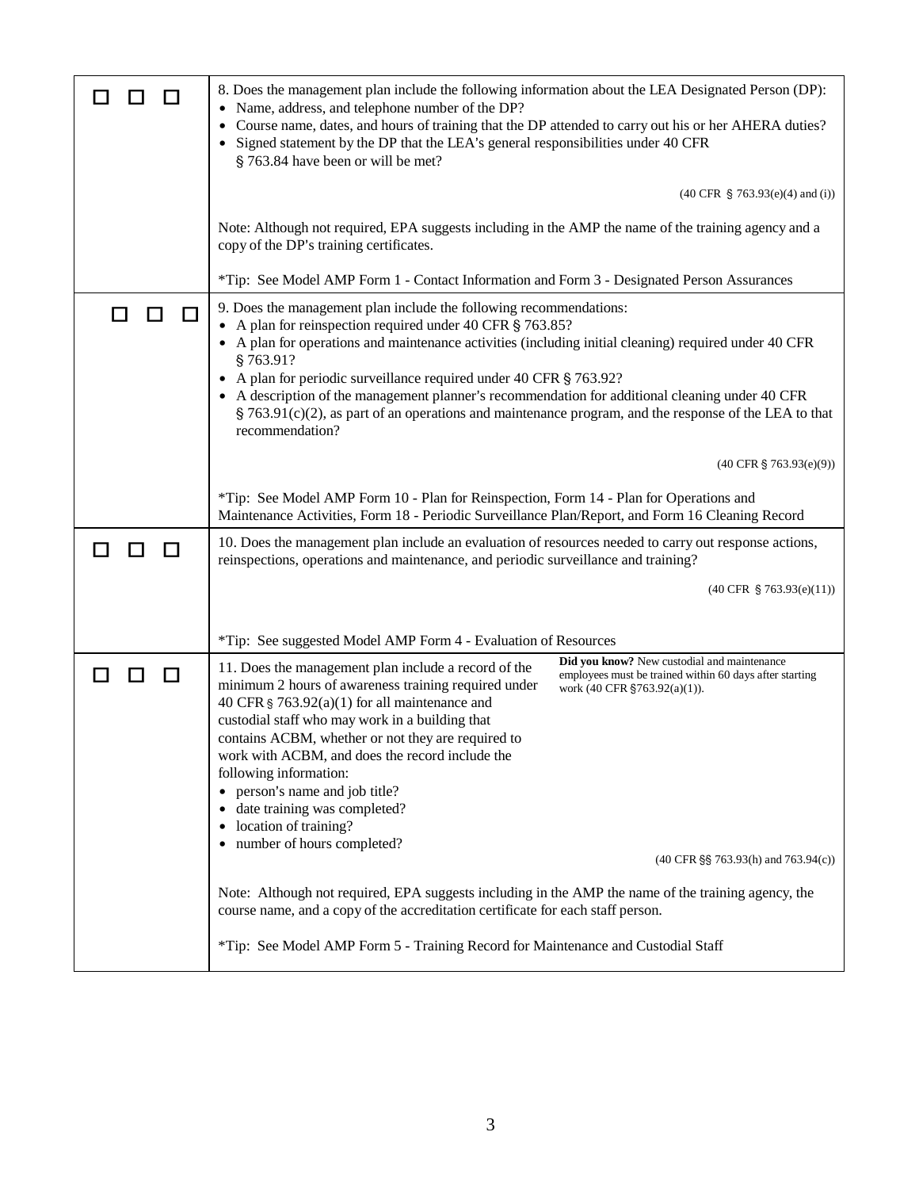| | |
|---|---|
| ☐ ☐ ☐ | 8. Does the management plan include the following information about the LEA Designated Person (DP):<br>• Name, address, and telephone number of the DP?<br>• Course name, dates, and hours of training that the DP attended to carry out his or her AHERA duties?<br>• Signed statement by the DP that the LEA's general responsibilities under 40 CFR § 763.84 have been or will be met?<br><br>(40 CFR § 763.93(e)(4) and (i))<br><br>Note: Although not required, EPA suggests including in the AMP the name of the training agency and a copy of the DP's training certificates.<br><br>*Tip: See Model AMP Form 1 - Contact Information and Form 3 - Designated Person Assurances |
| ☐ ☐ ☐ | 9. Does the management plan include the following recommendations:<br>• A plan for reinspection required under 40 CFR § 763.85?<br>• A plan for operations and maintenance activities (including initial cleaning) required under 40 CFR § 763.91?<br>• A plan for periodic surveillance required under 40 CFR § 763.92?<br>• A description of the management planner's recommendation for additional cleaning under 40 CFR § 763.91(c)(2), as part of an operations and maintenance program, and the response of the LEA to that recommendation?<br><br>(40 CFR § 763.93(e)(9))<br><br>*Tip: See Model AMP Form 10 - Plan for Reinspection, Form 14 - Plan for Operations and Maintenance Activities, Form 18 - Periodic Surveillance Plan/Report, and Form 16 Cleaning Record |
| ☐ ☐ ☐ | 10. Does the management plan include an evaluation of resources needed to carry out response actions, reinspections, operations and maintenance, and periodic surveillance and training?<br><br>(40 CFR § 763.93(e)(11))<br><br>*Tip: See suggested Model AMP Form 4 - Evaluation of Resources |
| ☐ ☐ ☐ | 11. Does the management plan include a record of the minimum 2 hours of awareness training required under 40 CFR § 763.92(a)(1) for all maintenance and custodial staff who may work in a building that contains ACBM, whether or not they are required to work with ACBM, and does the record include the following information:<br>• person's name and job title?<br>• date training was completed?<br>• location of training?<br>• number of hours completed?<br><br>**Did you know?** New custodial and maintenance employees must be trained within 60 days after starting work (40 CFR §763.92(a)(1)).<br><br>(40 CFR §§ 763.93(h) and 763.94(c))<br><br>Note: Although not required, EPA suggests including in the AMP the name of the training agency, the course name, and a copy of the accreditation certificate for each staff person.<br><br>*Tip: See Model AMP Form 5 - Training Record for Maintenance and Custodial Staff |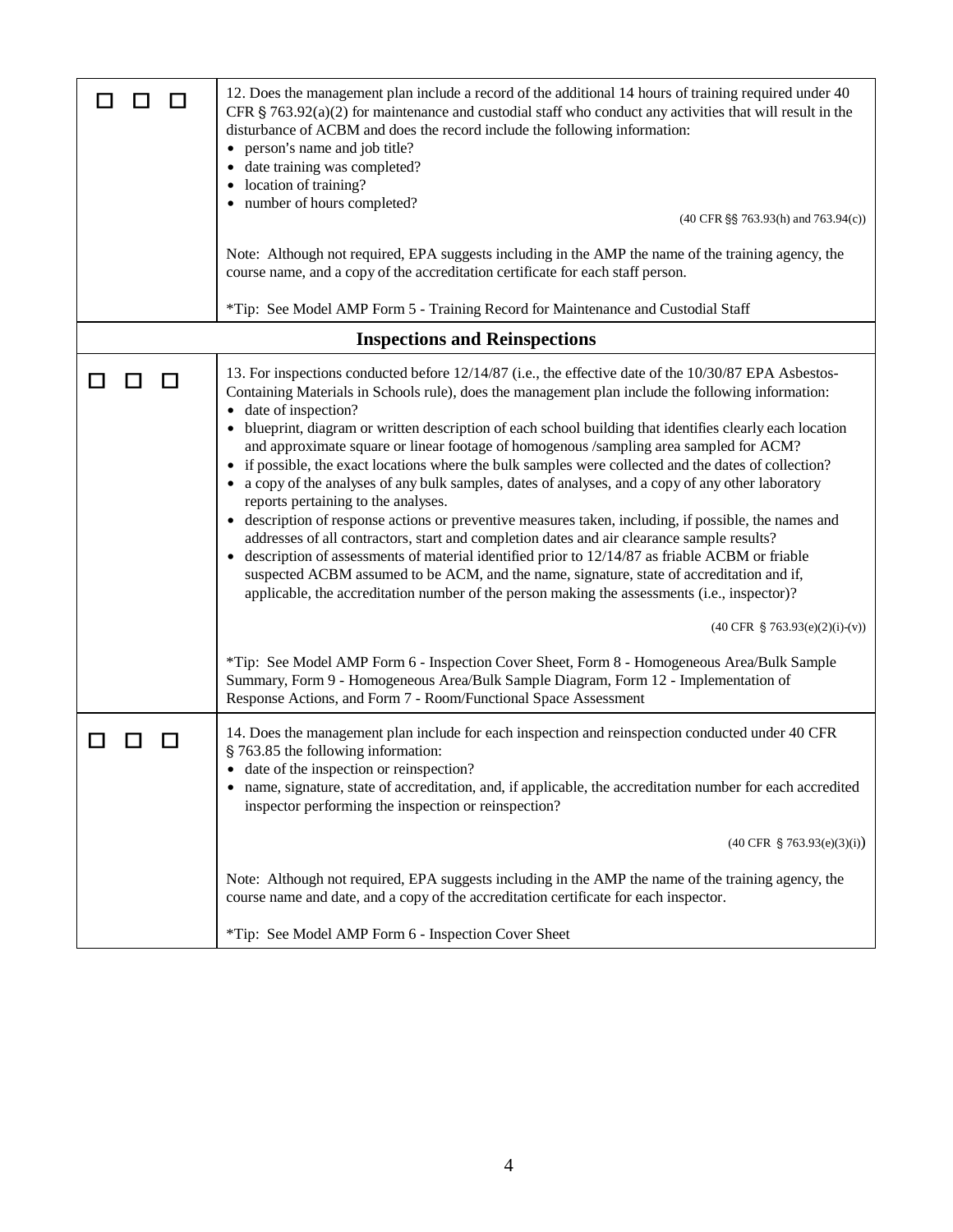| | |
|---|---|
| ☐ ☐ ☐ | 12. Does the management plan include a record of the additional 14 hours of training required under 40 CFR § 763.92(a)(2) for maintenance and custodial staff who conduct any activities that will result in the disturbance of ACBM and does the record include the following information:<br>• person's name and job title?<br>• date training was completed?<br>• location of training?<br>• number of hours completed?<br>(40 CFR §§ 763.93(h) and 763.94(c))<br><br>Note: Although not required, EPA suggests including in the AMP the name of the training agency, the course name, and a copy of the accreditation certificate for each staff person.<br><br>*Tip: See Model AMP Form 5 - Training Record for Maintenance and Custodial Staff |
| **Inspections and Reinspections** | |
| ☐ ☐ ☐ | 13. For inspections conducted before 12/14/87 (i.e., the effective date of the 10/30/87 EPA Asbestos-Containing Materials in Schools rule), does the management plan include the following information:<br>• date of inspection?<br>• blueprint, diagram or written description of each school building that identifies clearly each location and approximate square or linear footage of homogenous /sampling area sampled for ACM?<br>• if possible, the exact locations where the bulk samples were collected and the dates of collection?<br>• a copy of the analyses of any bulk samples, dates of analyses, and a copy of any other laboratory reports pertaining to the analyses.<br>• description of response actions or preventive measures taken, including, if possible, the names and addresses of all contractors, start and completion dates and air clearance sample results?<br>• description of assessments of material identified prior to 12/14/87 as friable ACBM or friable suspected ACBM assumed to be ACM, and the name, signature, state of accreditation and if, applicable, the accreditation number of the person making the assessments (i.e., inspector)?<br>(40 CFR § 763.93(e)(2)(i)-(v))<br><br>*Tip: See Model AMP Form 6 - Inspection Cover Sheet, Form 8 - Homogeneous Area/Bulk Sample Summary, Form 9 - Homogeneous Area/Bulk Sample Diagram, Form 12 - Implementation of Response Actions, and Form 7 - Room/Functional Space Assessment |
| ☐ ☐ ☐ | 14. Does the management plan include for each inspection and reinspection conducted under 40 CFR § 763.85 the following information:<br>• date of the inspection or reinspection?<br>• name, signature, state of accreditation, and, if applicable, the accreditation number for each accredited inspector performing the inspection or reinspection?<br>(40 CFR § 763.93(e)(3)(i))<br><br>Note: Although not required, EPA suggests including in the AMP the name of the training agency, the course name and date, and a copy of the accreditation certificate for each inspector.<br><br>*Tip: See Model AMP Form 6 - Inspection Cover Sheet |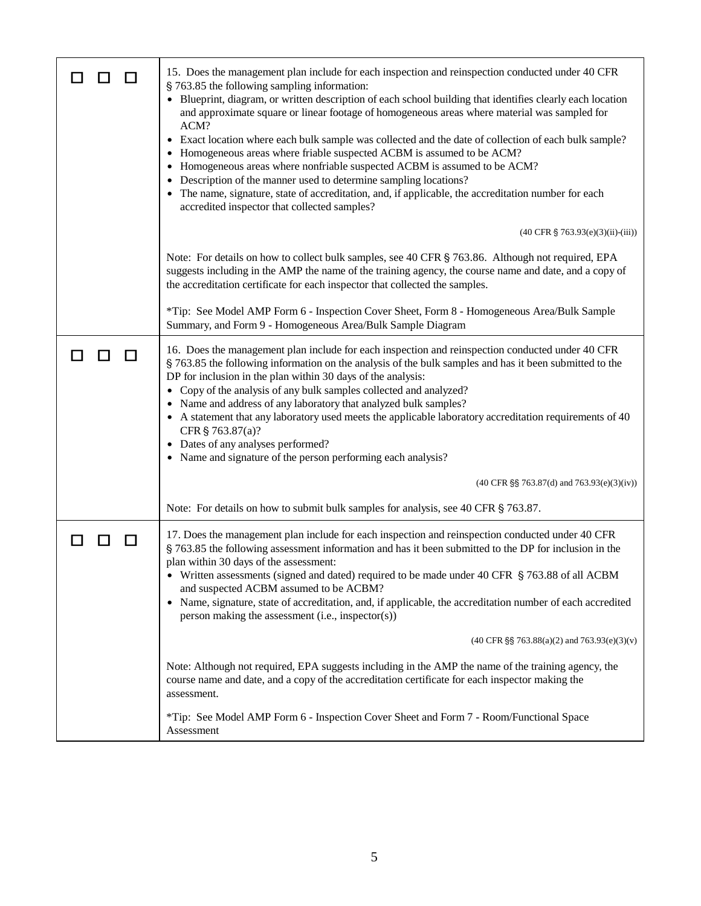| | |
|---|---|
| ☐ ☐ ☐ | 15. Does the management plan include for each inspection and reinspection conducted under 40 CFR § 763.85 the following sampling information:<br>• Blueprint, diagram, or written description of each school building that identifies clearly each location and approximate square or linear footage of homogeneous areas where material was sampled for ACM?<br>• Exact location where each bulk sample was collected and the date of collection of each bulk sample?<br>• Homogeneous areas where friable suspected ACBM is assumed to be ACM?<br>• Homogeneous areas where nonfriable suspected ACBM is assumed to be ACM?<br>• Description of the manner used to determine sampling locations?<br>• The name, signature, state of accreditation, and, if applicable, the accreditation number for each accredited inspector that collected samples?<br><br>(40 CFR § 763.93(e)(3)(ii)-(iii))<br><br>Note: For details on how to collect bulk samples, see 40 CFR § 763.86. Although not required, EPA suggests including in the AMP the name of the training agency, the course name and date, and a copy of the accreditation certificate for each inspector that collected the samples.<br><br>*Tip: See Model AMP Form 6 - Inspection Cover Sheet, Form 8 - Homogeneous Area/Bulk Sample Summary, and Form 9 - Homogeneous Area/Bulk Sample Diagram |
| ☐ ☐ ☐ | 16. Does the management plan include for each inspection and reinspection conducted under 40 CFR § 763.85 the following information on the analysis of the bulk samples and has it been submitted to the DP for inclusion in the plan within 30 days of the analysis:<br>• Copy of the analysis of any bulk samples collected and analyzed?<br>• Name and address of any laboratory that analyzed bulk samples?<br>• A statement that any laboratory used meets the applicable laboratory accreditation requirements of 40 CFR § 763.87(a)?<br>• Dates of any analyses performed?<br>• Name and signature of the person performing each analysis?<br><br>(40 CFR §§ 763.87(d) and 763.93(e)(3)(iv))<br><br>Note: For details on how to submit bulk samples for analysis, see 40 CFR § 763.87. |
| ☐ ☐ ☐ | 17. Does the management plan include for each inspection and reinspection conducted under 40 CFR § 763.85 the following assessment information and has it been submitted to the DP for inclusion in the plan within 30 days of the assessment:<br>• Written assessments (signed and dated) required to be made under 40 CFR § 763.88 of all ACBM and suspected ACBM assumed to be ACBM?<br>• Name, signature, state of accreditation, and, if applicable, the accreditation number of each accredited person making the assessment (i.e., inspector(s))<br><br>(40 CFR §§ 763.88(a)(2) and 763.93(e)(3)(v)<br><br>Note: Although not required, EPA suggests including in the AMP the name of the training agency, the course name and date, and a copy of the accreditation certificate for each inspector making the assessment.<br><br>*Tip: See Model AMP Form 6 - Inspection Cover Sheet and Form 7 - Room/Functional Space Assessment |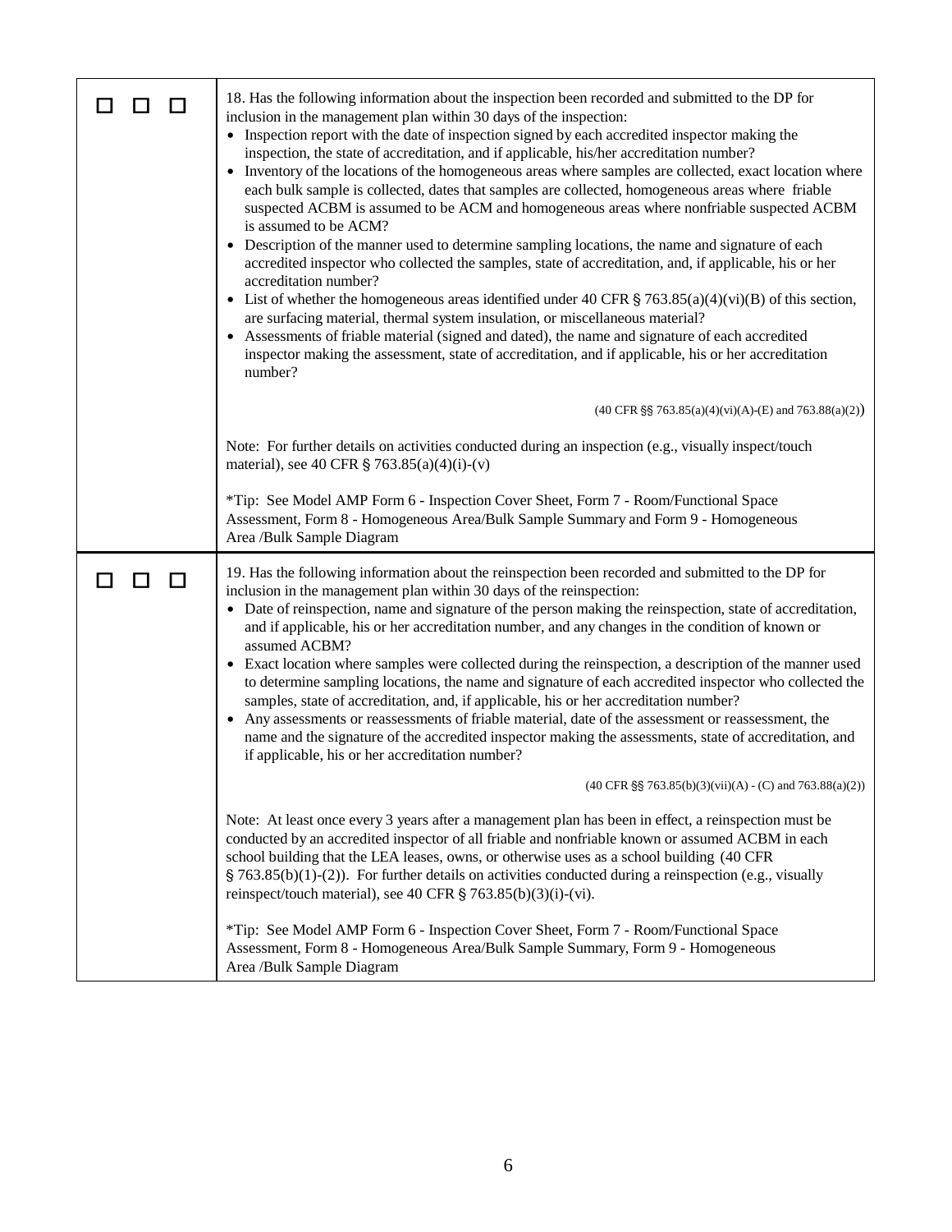| | |
|---|---|
| ☐ ☐ ☐ | 18. Has the following information about the inspection been recorded and submitted to the DP for inclusion in the management plan within 30 days of the inspection:<br>• Inspection report with the date of inspection signed by each accredited inspector making the inspection, the state of accreditation, and if applicable, his/her accreditation number?<br>• Inventory of the locations of the homogeneous areas where samples are collected, exact location where each bulk sample is collected, dates that samples are collected, homogeneous areas where friable suspected ACBM is assumed to be ACM and homogeneous areas where nonfriable suspected ACBM is assumed to be ACM?<br>• Description of the manner used to determine sampling locations, the name and signature of each accredited inspector who collected the samples, state of accreditation, and, if applicable, his or her accreditation number?<br>• List of whether the homogeneous areas identified under 40 CFR § 763.85(a)(4)(vi)(B) of this section, are surfacing material, thermal system insulation, or miscellaneous material?<br>• Assessments of friable material (signed and dated), the name and signature of each accredited inspector making the assessment, state of accreditation, and if applicable, his or her accreditation number?<br><br>(40 CFR §§ 763.85(a)(4)(vi)(A)-(E) and 763.88(a)(2))<br><br>Note: For further details on activities conducted during an inspection (e.g., visually inspect/touch material), see 40 CFR § 763.85(a)(4)(i)-(v)<br><br>*Tip: See Model AMP Form 6 - Inspection Cover Sheet, Form 7 - Room/Functional Space Assessment, Form 8 - Homogeneous Area/Bulk Sample Summary and Form 9 - Homogeneous Area /Bulk Sample Diagram |
| ☐ ☐ ☐ | 19. Has the following information about the reinspection been recorded and submitted to the DP for inclusion in the management plan within 30 days of the reinspection:<br>• Date of reinspection, name and signature of the person making the reinspection, state of accreditation, and if applicable, his or her accreditation number, and any changes in the condition of known or assumed ACBM?<br>• Exact location where samples were collected during the reinspection, a description of the manner used to determine sampling locations, the name and signature of each accredited inspector who collected the samples, state of accreditation, and, if applicable, his or her accreditation number?<br>• Any assessments or reassessments of friable material, date of the assessment or reassessment, the name and the signature of the accredited inspector making the assessments, state of accreditation, and if applicable, his or her accreditation number?<br><br>(40 CFR §§ 763.85(b)(3)(vii)(A) - (C) and 763.88(a)(2))<br><br>Note: At least once every 3 years after a management plan has been in effect, a reinspection must be conducted by an accredited inspector of all friable and nonfriable known or assumed ACBM in each school building that the LEA leases, owns, or otherwise uses as a school building (40 CFR § 763.85(b)(1)-(2)). For further details on activities conducted during a reinspection (e.g., visually reinspect/touch material), see 40 CFR § 763.85(b)(3)(i)-(vi).<br><br>*Tip: See Model AMP Form 6 - Inspection Cover Sheet, Form 7 - Room/Functional Space Assessment, Form 8 - Homogeneous Area/Bulk Sample Summary, Form 9 - Homogeneous Area /Bulk Sample Diagram |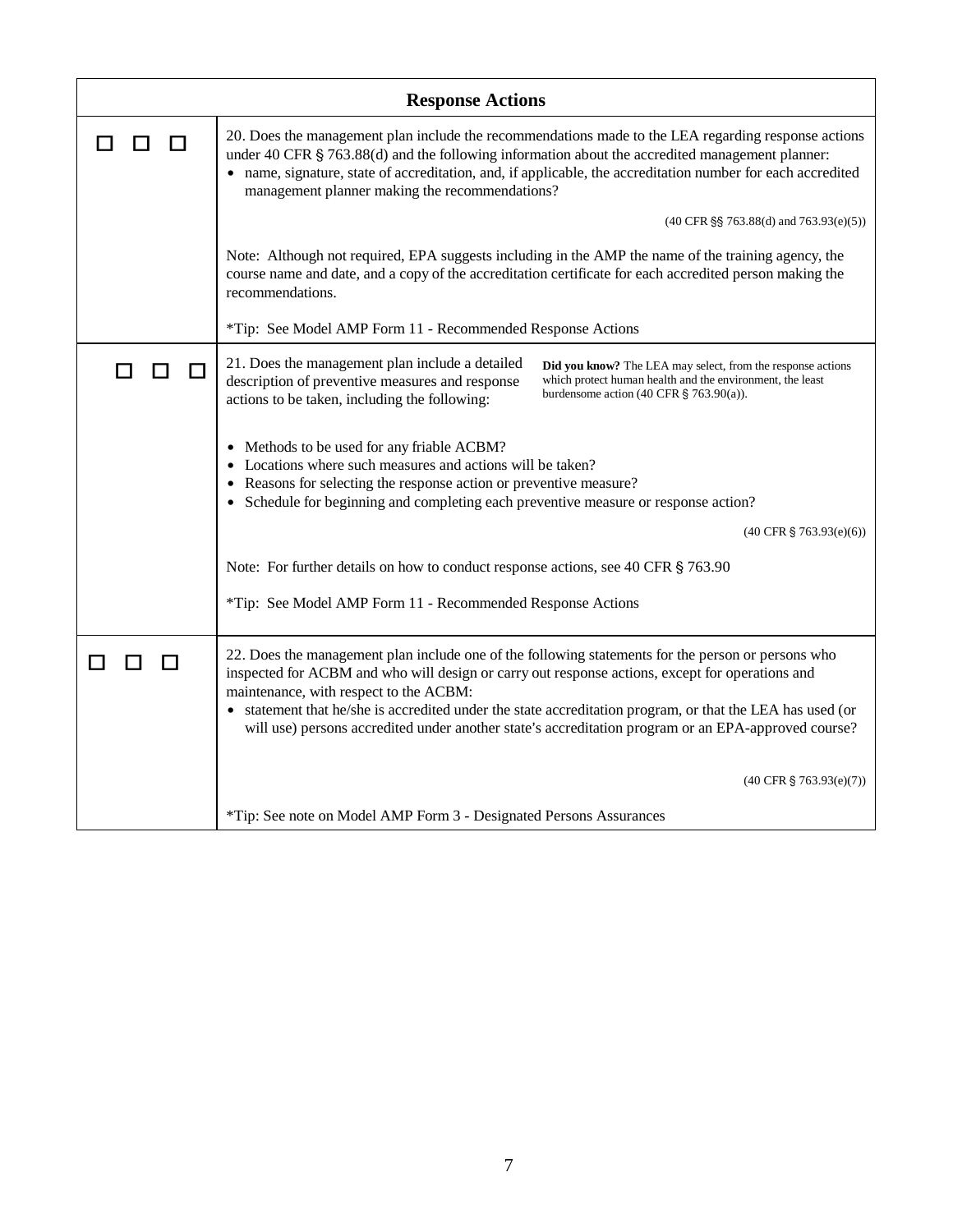| Response Actions | |
|---|---|
| ☐ ☐ ☐ | 20. Does the management plan include the recommendations made to the LEA regarding response actions under 40 CFR § 763.88(d) and the following information about the accredited management planner:<br>• name, signature, state of accreditation, and, if applicable, the accreditation number for each accredited management planner making the recommendations?<br><br>(40 CFR §§ 763.88(d) and 763.93(e)(5))<br><br>Note: Although not required, EPA suggests including in the AMP the name of the training agency, the course name and date, and a copy of the accreditation certificate for each accredited person making the recommendations.<br><br>*Tip: See Model AMP Form 11 - Recommended Response Actions |
| ☐ ☐ ☐ | 21. Does the management plan include a detailed description of preventive measures and response actions to be taken, including the following:<br><br>**Did you know?** The LEA may select, from the response actions which protect human health and the environment, the least burdensome action (40 CFR § 763.90(a)).<br><br>• Methods to be used for any friable ACBM?<br>• Locations where such measures and actions will be taken?<br>• Reasons for selecting the response action or preventive measure?<br>• Schedule for beginning and completing each preventive measure or response action?<br><br>(40 CFR § 763.93(e)(6))<br><br>Note: For further details on how to conduct response actions, see 40 CFR § 763.90<br><br>*Tip: See Model AMP Form 11 - Recommended Response Actions |
| ☐ ☐ ☐ | 22. Does the management plan include one of the following statements for the person or persons who inspected for ACBM and who will design or carry out response actions, except for operations and maintenance, with respect to the ACBM:<br>• statement that he/she is accredited under the state accreditation program, or that the LEA has used (or will use) persons accredited under another state's accreditation program or an EPA-approved course?<br><br>(40 CFR § 763.93(e)(7))<br><br>*Tip: See note on Model AMP Form 3 - Designated Persons Assurances |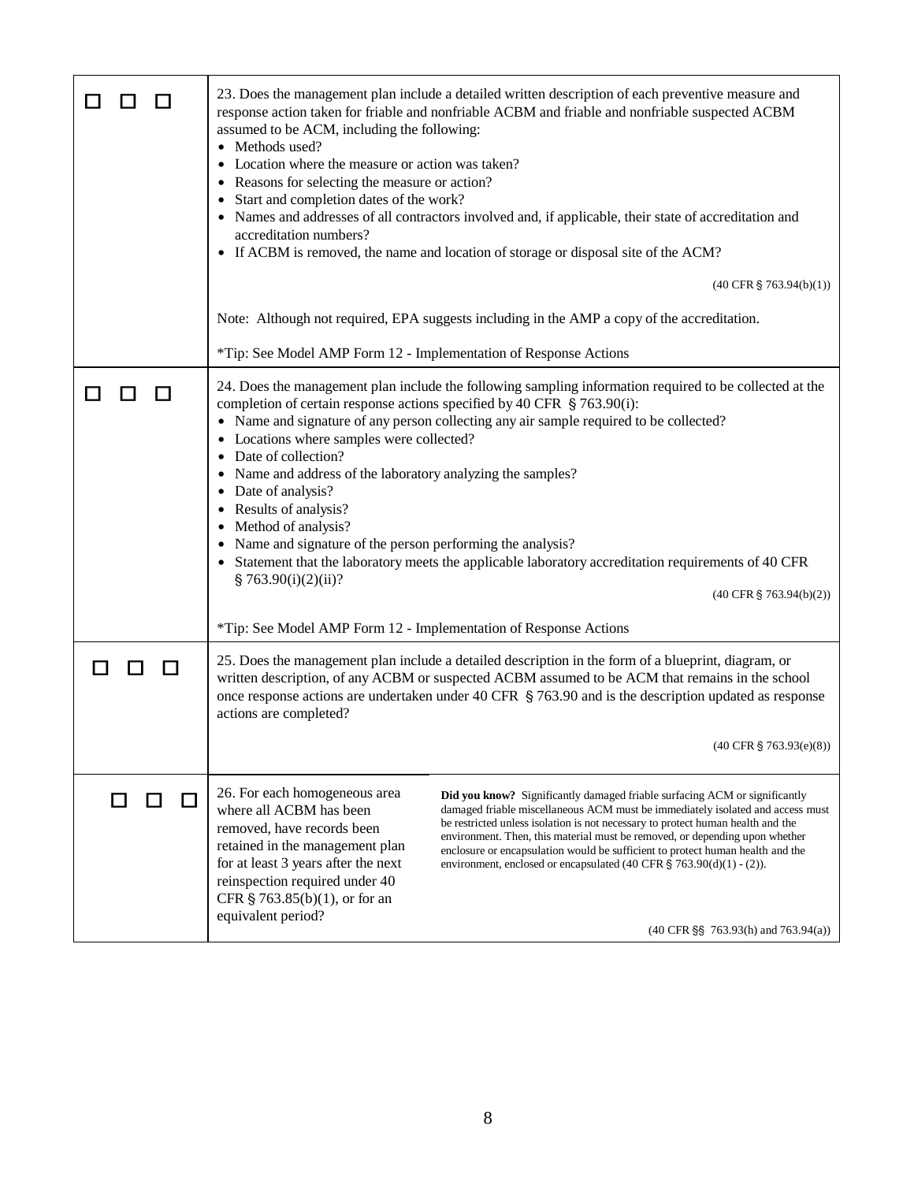| | |
|---|---|
| ☐ ☐ ☐ | 23. Does the management plan include a detailed written description of each preventive measure and response action taken for friable and nonfriable ACBM and friable and nonfriable suspected ACBM assumed to be ACM, including the following:<br>• Methods used?<br>• Location where the measure or action was taken?<br>• Reasons for selecting the measure or action?<br>• Start and completion dates of the work?<br>• Names and addresses of all contractors involved and, if applicable, their state of accreditation and accreditation numbers?<br>• If ACBM is removed, the name and location of storage or disposal site of the ACM?<br>(40 CFR § 763.94(b)(1))<br><br>Note: Although not required, EPA suggests including in the AMP a copy of the accreditation.<br><br>*Tip: See Model AMP Form 12 - Implementation of Response Actions |
| ☐ ☐ ☐ | 24. Does the management plan include the following sampling information required to be collected at the completion of certain response actions specified by 40 CFR § 763.90(i):<br>• Name and signature of any person collecting any air sample required to be collected?<br>• Locations where samples were collected?<br>• Date of collection?<br>• Name and address of the laboratory analyzing the samples?<br>• Date of analysis?<br>• Results of analysis?<br>• Method of analysis?<br>• Name and signature of the person performing the analysis?<br>• Statement that the laboratory meets the applicable laboratory accreditation requirements of 40 CFR § 763.90(i)(2)(ii)?<br>(40 CFR § 763.94(b)(2))<br><br>*Tip: See Model AMP Form 12 - Implementation of Response Actions |
| ☐ ☐ ☐ | 25. Does the management plan include a detailed description in the form of a blueprint, diagram, or written description, of any ACBM or suspected ACBM assumed to be ACM that remains in the school once response actions are undertaken under 40 CFR § 763.90 and is the description updated as response actions are completed?<br>(40 CFR § 763.93(e)(8)) |
| ☐ ☐ ☐ | 26. For each homogeneous area where all ACBM has been removed, have records been retained in the management plan for at least 3 years after the next reinspection required under 40 CFR § 763.85(b)(1), or for an equivalent period?<br><br>**Did you know?** Significantly damaged friable surfacing ACM or significantly damaged friable miscellaneous ACM must be immediately isolated and access must be restricted unless isolation is not necessary to protect human health and the environment. Then, this material must be removed, or depending upon whether enclosure or encapsulation would be sufficient to protect human health and the environment, enclosed or encapsulated (40 CFR § 763.90(d)(1) - (2)).<br>(40 CFR §§ 763.93(h) and 763.94(a)) |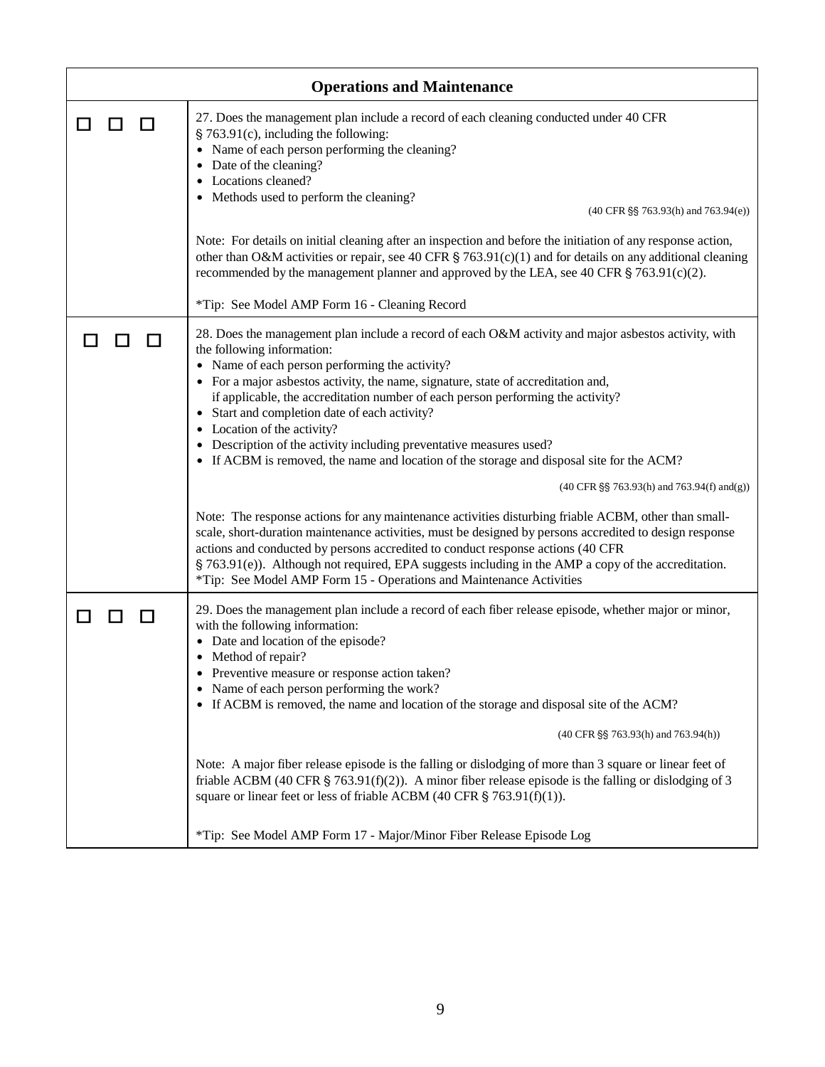| Operations and Maintenance | |
|---|---|
| ☐ ☐ ☐ | 27. Does the management plan include a record of each cleaning conducted under 40 CFR § 763.91(c), including the following:<br>• Name of each person performing the cleaning?<br>• Date of the cleaning?<br>• Locations cleaned?<br>• Methods used to perform the cleaning?<br>(40 CFR §§ 763.93(h) and 763.94(e))<br><br>Note: For details on initial cleaning after an inspection and before the initiation of any response action, other than O&M activities or repair, see 40 CFR § 763.91(c)(1) and for details on any additional cleaning recommended by the management planner and approved by the LEA, see 40 CFR § 763.91(c)(2).<br><br>*Tip: See Model AMP Form 16 - Cleaning Record |
| ☐ ☐ ☐ | 28. Does the management plan include a record of each O&M activity and major asbestos activity, with the following information:<br>• Name of each person performing the activity?<br>• For a major asbestos activity, the name, signature, state of accreditation and, if applicable, the accreditation number of each person performing the activity?<br>• Start and completion date of each activity?<br>• Location of the activity?<br>• Description of the activity including preventative measures used?<br>• If ACBM is removed, the name and location of the storage and disposal site for the ACM?<br><br>(40 CFR §§ 763.93(h) and 763.94(f) and(g))<br><br>Note: The response actions for any maintenance activities disturbing friable ACBM, other than small-scale, short-duration maintenance activities, must be designed by persons accredited to design response actions and conducted by persons accredited to conduct response actions (40 CFR § 763.91(e)). Although not required, EPA suggests including in the AMP a copy of the accreditation.<br>*Tip: See Model AMP Form 15 - Operations and Maintenance Activities |
| ☐ ☐ ☐ | 29. Does the management plan include a record of each fiber release episode, whether major or minor, with the following information:<br>• Date and location of the episode?<br>• Method of repair?<br>• Preventive measure or response action taken?<br>• Name of each person performing the work?<br>• If ACBM is removed, the name and location of the storage and disposal site of the ACM?<br><br>(40 CFR §§ 763.93(h) and 763.94(h))<br><br>Note: A major fiber release episode is the falling or dislodging of more than 3 square or linear feet of friable ACBM (40 CFR § 763.91(f)(2)). A minor fiber release episode is the falling or dislodging of 3 square or linear feet or less of friable ACBM (40 CFR § 763.91(f)(1)).<br><br>*Tip: See Model AMP Form 17 - Major/Minor Fiber Release Episode Log |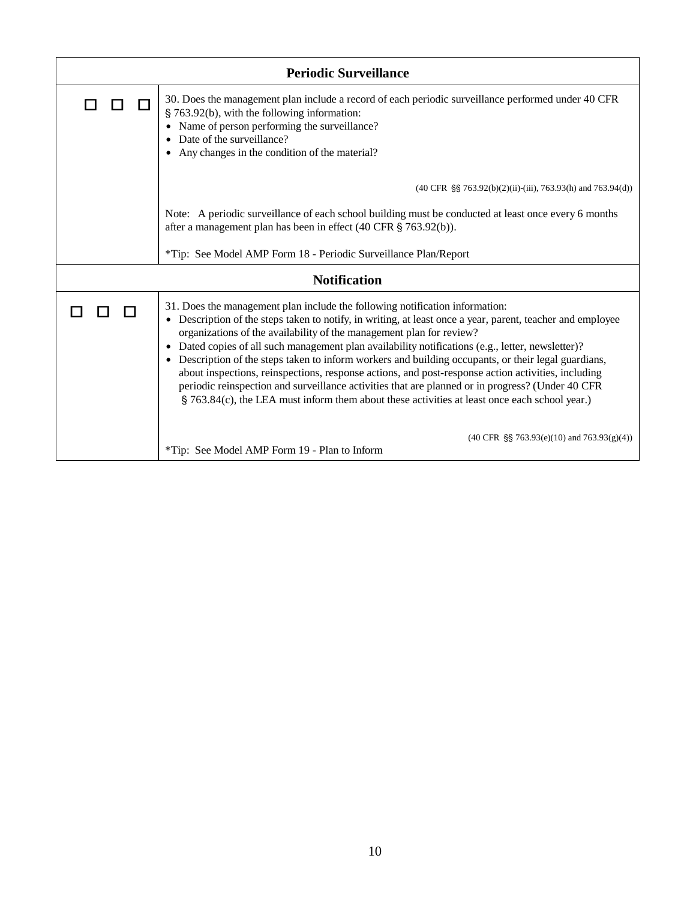| **Periodic Surveillance** | |
|---|---|
| ☐ ☐ ☐ | 30. Does the management plan include a record of each periodic surveillance performed under 40 CFR § 763.92(b), with the following information:<br>• Name of person performing the surveillance?<br>• Date of the surveillance?<br>• Any changes in the condition of the material?<br><br>(40 CFR §§ 763.92(b)(2)(ii)-(iii), 763.93(h) and 763.94(d))<br><br>Note: A periodic surveillance of each school building must be conducted at least once every 6 months after a management plan has been in effect (40 CFR § 763.92(b)).<br><br>*Tip: See Model AMP Form 18 - Periodic Surveillance Plan/Report |
| **Notification** | |
| ☐ ☐ ☐ | 31. Does the management plan include the following notification information:<br>• Description of the steps taken to notify, in writing, at least once a year, parent, teacher and employee organizations of the availability of the management plan for review?<br>• Dated copies of all such management plan availability notifications (e.g., letter, newsletter)?<br>• Description of the steps taken to inform workers and building occupants, or their legal guardians, about inspections, reinspections, response actions, and post-response action activities, including periodic reinspection and surveillance activities that are planned or in progress? (Under 40 CFR § 763.84(c), the LEA must inform them about these activities at least once each school year.)<br><br>(40 CFR §§ 763.93(e)(10) and 763.93(g)(4))<br>*Tip: See Model AMP Form 19 - Plan to Inform |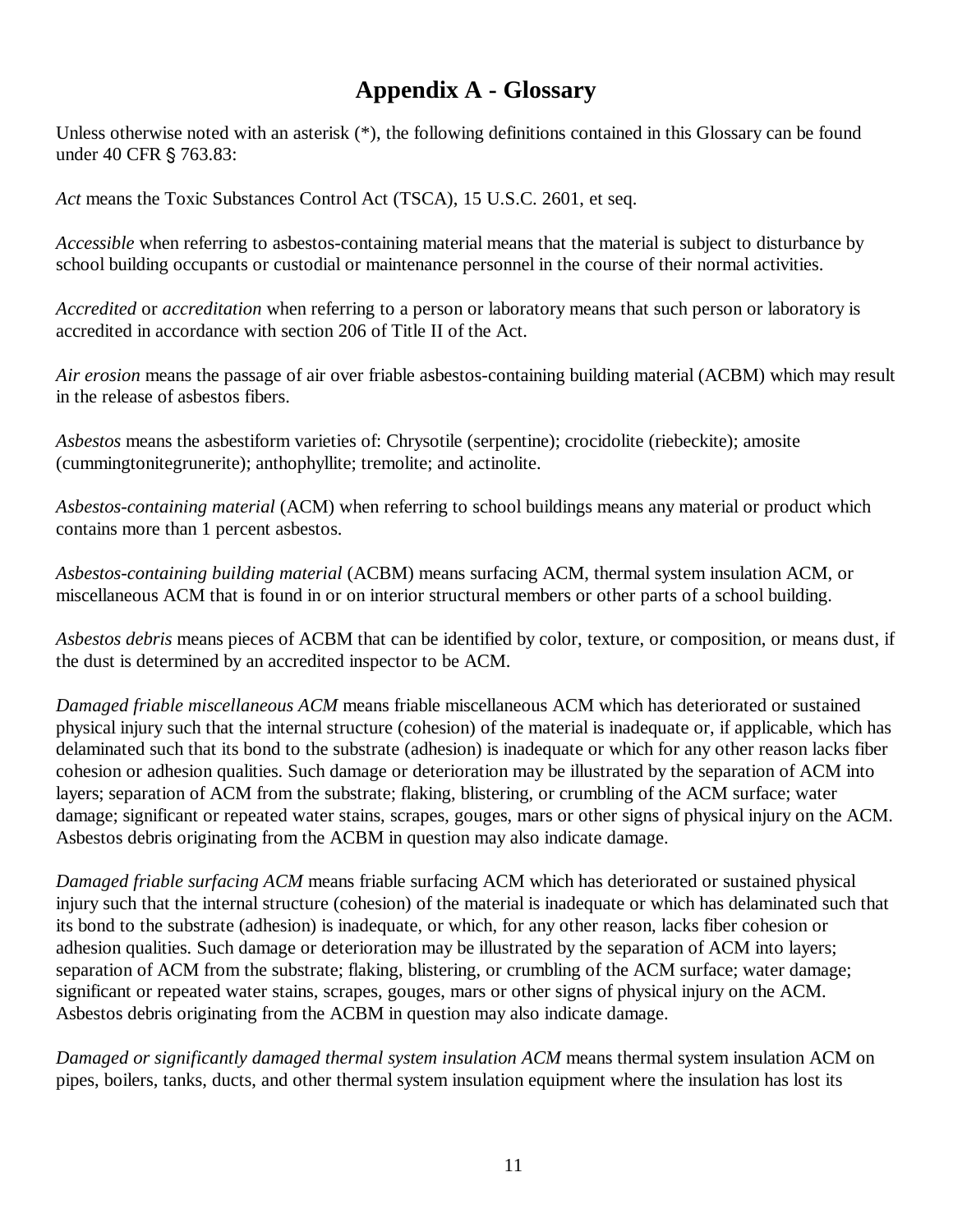# Appendix A - Glossary

Unless otherwise noted with an asterisk (*), the following definitions contained in this Glossary can be found under 40 CFR § 763.83:

*Act* means the Toxic Substances Control Act (TSCA), 15 U.S.C. 2601, et seq.

*Accessible* when referring to asbestos-containing material means that the material is subject to disturbance by school building occupants or custodial or maintenance personnel in the course of their normal activities.

*Accredited* or *accreditation* when referring to a person or laboratory means that such person or laboratory is accredited in accordance with section 206 of Title II of the Act.

*Air erosion* means the passage of air over friable asbestos-containing building material (ACBM) which may result in the release of asbestos fibers.

*Asbestos* means the asbestiform varieties of: Chrysotile (serpentine); crocidolite (riebeckite); amosite (cummingtonitegrunerite); anthophyllite; tremolite; and actinolite.

*Asbestos-containing material* (ACM) when referring to school buildings means any material or product which contains more than 1 percent asbestos.

*Asbestos-containing building material* (ACBM) means surfacing ACM, thermal system insulation ACM, or miscellaneous ACM that is found in or on interior structural members or other parts of a school building.

*Asbestos debris* means pieces of ACBM that can be identified by color, texture, or composition, or means dust, if the dust is determined by an accredited inspector to be ACM.

*Damaged friable miscellaneous ACM* means friable miscellaneous ACM which has deteriorated or sustained physical injury such that the internal structure (cohesion) of the material is inadequate or, if applicable, which has delaminated such that its bond to the substrate (adhesion) is inadequate or which for any other reason lacks fiber cohesion or adhesion qualities. Such damage or deterioration may be illustrated by the separation of ACM into layers; separation of ACM from the substrate; flaking, blistering, or crumbling of the ACM surface; water damage; significant or repeated water stains, scrapes, gouges, mars or other signs of physical injury on the ACM. Asbestos debris originating from the ACBM in question may also indicate damage.

*Damaged friable surfacing ACM* means friable surfacing ACM which has deteriorated or sustained physical injury such that the internal structure (cohesion) of the material is inadequate or which has delaminated such that its bond to the substrate (adhesion) is inadequate, or which, for any other reason, lacks fiber cohesion or adhesion qualities. Such damage or deterioration may be illustrated by the separation of ACM into layers; separation of ACM from the substrate; flaking, blistering, or crumbling of the ACM surface; water damage; significant or repeated water stains, scrapes, gouges, mars or other signs of physical injury on the ACM. Asbestos debris originating from the ACBM in question may also indicate damage.

*Damaged or significantly damaged thermal system insulation ACM* means thermal system insulation ACM on pipes, boilers, tanks, ducts, and other thermal system insulation equipment where the insulation has lost its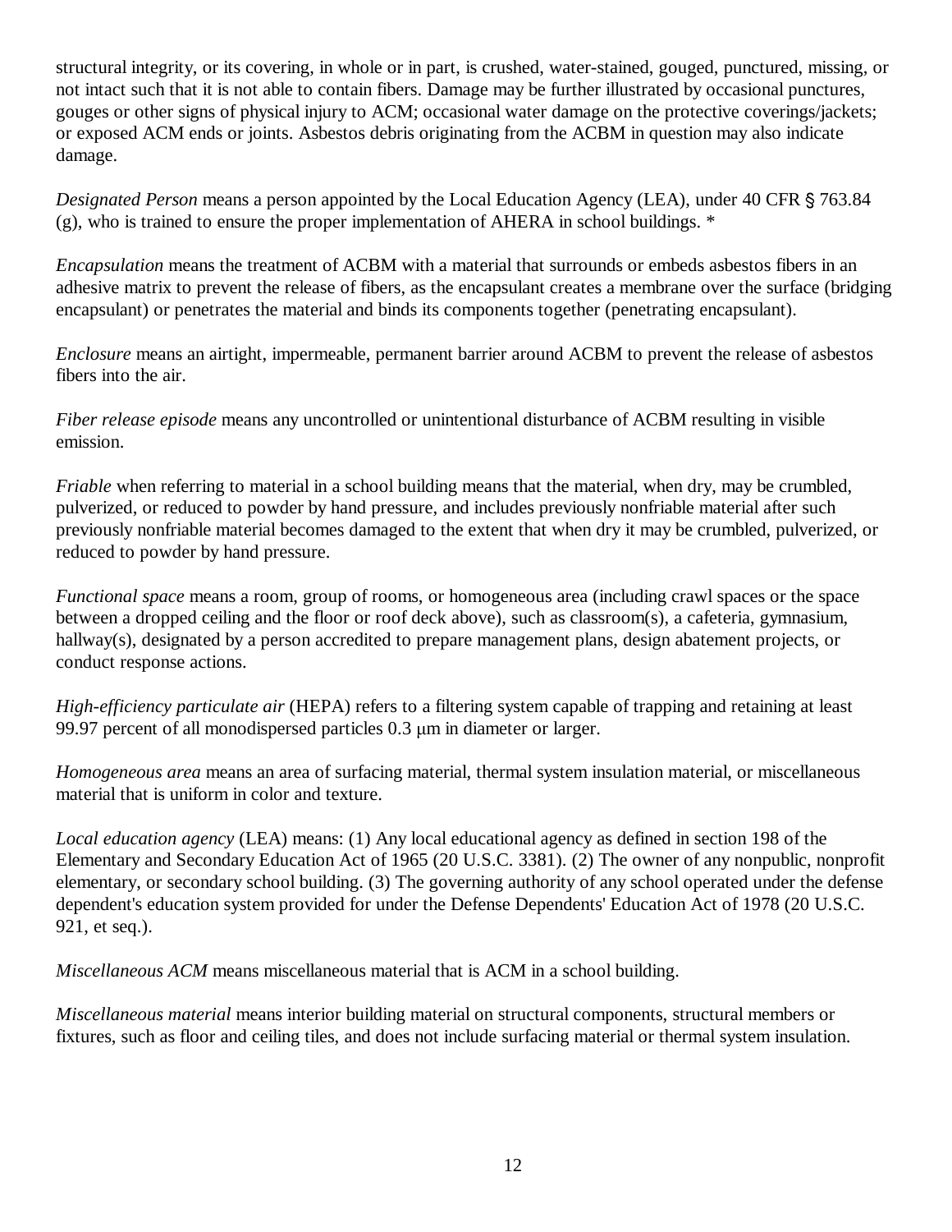structural integrity, or its covering, in whole or in part, is crushed, water-stained, gouged, punctured, missing, or not intact such that it is not able to contain fibers. Damage may be further illustrated by occasional punctures, gouges or other signs of physical injury to ACM; occasional water damage on the protective coverings/jackets; or exposed ACM ends or joints. Asbestos debris originating from the ACBM in question may also indicate damage.

*Designated Person* means a person appointed by the Local Education Agency (LEA), under 40 CFR § 763.84 (g), who is trained to ensure the proper implementation of AHERA in school buildings. *

*Encapsulation* means the treatment of ACBM with a material that surrounds or embeds asbestos fibers in an adhesive matrix to prevent the release of fibers, as the encapsulant creates a membrane over the surface (bridging encapsulant) or penetrates the material and binds its components together (penetrating encapsulant).

*Enclosure* means an airtight, impermeable, permanent barrier around ACBM to prevent the release of asbestos fibers into the air.

*Fiber release episode* means any uncontrolled or unintentional disturbance of ACBM resulting in visible emission.

*Friable* when referring to material in a school building means that the material, when dry, may be crumbled, pulverized, or reduced to powder by hand pressure, and includes previously nonfriable material after such previously nonfriable material becomes damaged to the extent that when dry it may be crumbled, pulverized, or reduced to powder by hand pressure.

*Functional space* means a room, group of rooms, or homogeneous area (including crawl spaces or the space between a dropped ceiling and the floor or roof deck above), such as classroom(s), a cafeteria, gymnasium, hallway(s), designated by a person accredited to prepare management plans, design abatement projects, or conduct response actions.

*High-efficiency particulate air* (HEPA) refers to a filtering system capable of trapping and retaining at least 99.97 percent of all monodispersed particles 0.3 μm in diameter or larger.

*Homogeneous area* means an area of surfacing material, thermal system insulation material, or miscellaneous material that is uniform in color and texture.

*Local education agency* (LEA) means: (1) Any local educational agency as defined in section 198 of the Elementary and Secondary Education Act of 1965 (20 U.S.C. 3381). (2) The owner of any nonpublic, nonprofit elementary, or secondary school building. (3) The governing authority of any school operated under the defense dependent's education system provided for under the Defense Dependents' Education Act of 1978 (20 U.S.C. 921, et seq.).

*Miscellaneous ACM* means miscellaneous material that is ACM in a school building.

*Miscellaneous material* means interior building material on structural components, structural members or fixtures, such as floor and ceiling tiles, and does not include surfacing material or thermal system insulation.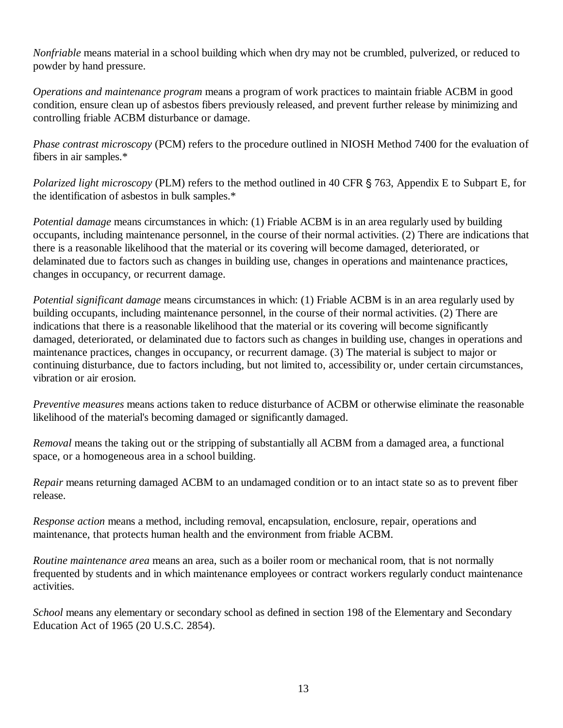*Nonfriable* means material in a school building which when dry may not be crumbled, pulverized, or reduced to powder by hand pressure.

*Operations and maintenance program* means a program of work practices to maintain friable ACBM in good condition, ensure clean up of asbestos fibers previously released, and prevent further release by minimizing and controlling friable ACBM disturbance or damage.

*Phase contrast microscopy* (PCM) refers to the procedure outlined in NIOSH Method 7400 for the evaluation of fibers in air samples.*

*Polarized light microscopy* (PLM) refers to the method outlined in 40 CFR § 763, Appendix E to Subpart E, for the identification of asbestos in bulk samples.*

*Potential damage* means circumstances in which: (1) Friable ACBM is in an area regularly used by building occupants, including maintenance personnel, in the course of their normal activities. (2) There are indications that there is a reasonable likelihood that the material or its covering will become damaged, deteriorated, or delaminated due to factors such as changes in building use, changes in operations and maintenance practices, changes in occupancy, or recurrent damage.

*Potential significant damage* means circumstances in which: (1) Friable ACBM is in an area regularly used by building occupants, including maintenance personnel, in the course of their normal activities. (2) There are indications that there is a reasonable likelihood that the material or its covering will become significantly damaged, deteriorated, or delaminated due to factors such as changes in building use, changes in operations and maintenance practices, changes in occupancy, or recurrent damage. (3) The material is subject to major or continuing disturbance, due to factors including, but not limited to, accessibility or, under certain circumstances, vibration or air erosion.

*Preventive measures* means actions taken to reduce disturbance of ACBM or otherwise eliminate the reasonable likelihood of the material's becoming damaged or significantly damaged.

*Removal* means the taking out or the stripping of substantially all ACBM from a damaged area, a functional space, or a homogeneous area in a school building.

*Repair* means returning damaged ACBM to an undamaged condition or to an intact state so as to prevent fiber release.

*Response action* means a method, including removal, encapsulation, enclosure, repair, operations and maintenance, that protects human health and the environment from friable ACBM.

*Routine maintenance area* means an area, such as a boiler room or mechanical room, that is not normally frequented by students and in which maintenance employees or contract workers regularly conduct maintenance activities.

*School* means any elementary or secondary school as defined in section 198 of the Elementary and Secondary Education Act of 1965 (20 U.S.C. 2854).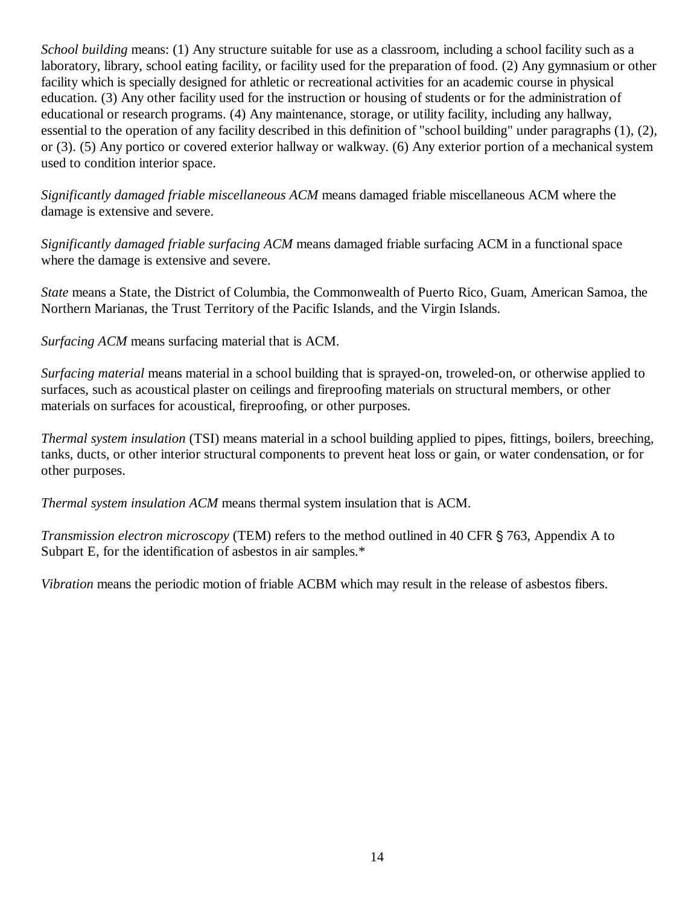*School building* means: (1) Any structure suitable for use as a classroom, including a school facility such as a laboratory, library, school eating facility, or facility used for the preparation of food. (2) Any gymnasium or other facility which is specially designed for athletic or recreational activities for an academic course in physical education. (3) Any other facility used for the instruction or housing of students or for the administration of educational or research programs. (4) Any maintenance, storage, or utility facility, including any hallway, essential to the operation of any facility described in this definition of "school building" under paragraphs (1), (2), or (3). (5) Any portico or covered exterior hallway or walkway. (6) Any exterior portion of a mechanical system used to condition interior space.

*Significantly damaged friable miscellaneous ACM* means damaged friable miscellaneous ACM where the damage is extensive and severe.

*Significantly damaged friable surfacing ACM* means damaged friable surfacing ACM in a functional space where the damage is extensive and severe.

*State* means a State, the District of Columbia, the Commonwealth of Puerto Rico, Guam, American Samoa, the Northern Marianas, the Trust Territory of the Pacific Islands, and the Virgin Islands.

*Surfacing ACM* means surfacing material that is ACM.

*Surfacing material* means material in a school building that is sprayed-on, troweled-on, or otherwise applied to surfaces, such as acoustical plaster on ceilings and fireproofing materials on structural members, or other materials on surfaces for acoustical, fireproofing, or other purposes.

*Thermal system insulation* (TSI) means material in a school building applied to pipes, fittings, boilers, breeching, tanks, ducts, or other interior structural components to prevent heat loss or gain, or water condensation, or for other purposes.

*Thermal system insulation ACM* means thermal system insulation that is ACM.

*Transmission electron microscopy* (TEM) refers to the method outlined in 40 CFR § 763, Appendix A to Subpart E, for the identification of asbestos in air samples.*

*Vibration* means the periodic motion of friable ACBM which may result in the release of asbestos fibers.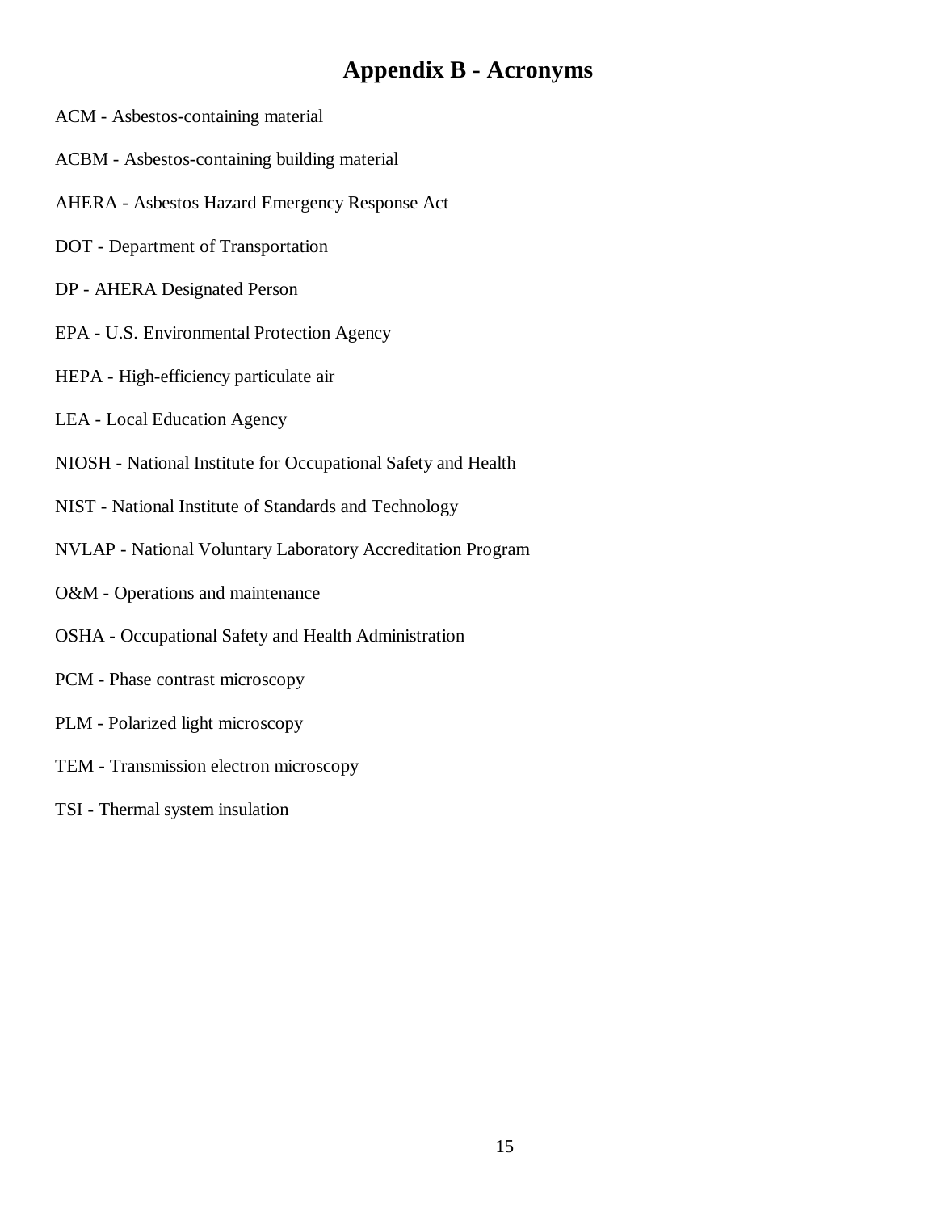# Appendix B - Acronyms

ACM - Asbestos-containing material

ACBM - Asbestos-containing building material

AHERA - Asbestos Hazard Emergency Response Act

DOT - Department of Transportation

DP - AHERA Designated Person

EPA - U.S. Environmental Protection Agency

HEPA - High-efficiency particulate air

LEA - Local Education Agency

NIOSH - National Institute for Occupational Safety and Health

NIST - National Institute of Standards and Technology

NVLAP - National Voluntary Laboratory Accreditation Program

O&M - Operations and maintenance

OSHA - Occupational Safety and Health Administration

PCM - Phase contrast microscopy

PLM - Polarized light microscopy

TEM - Transmission electron microscopy

TSI - Thermal system insulation